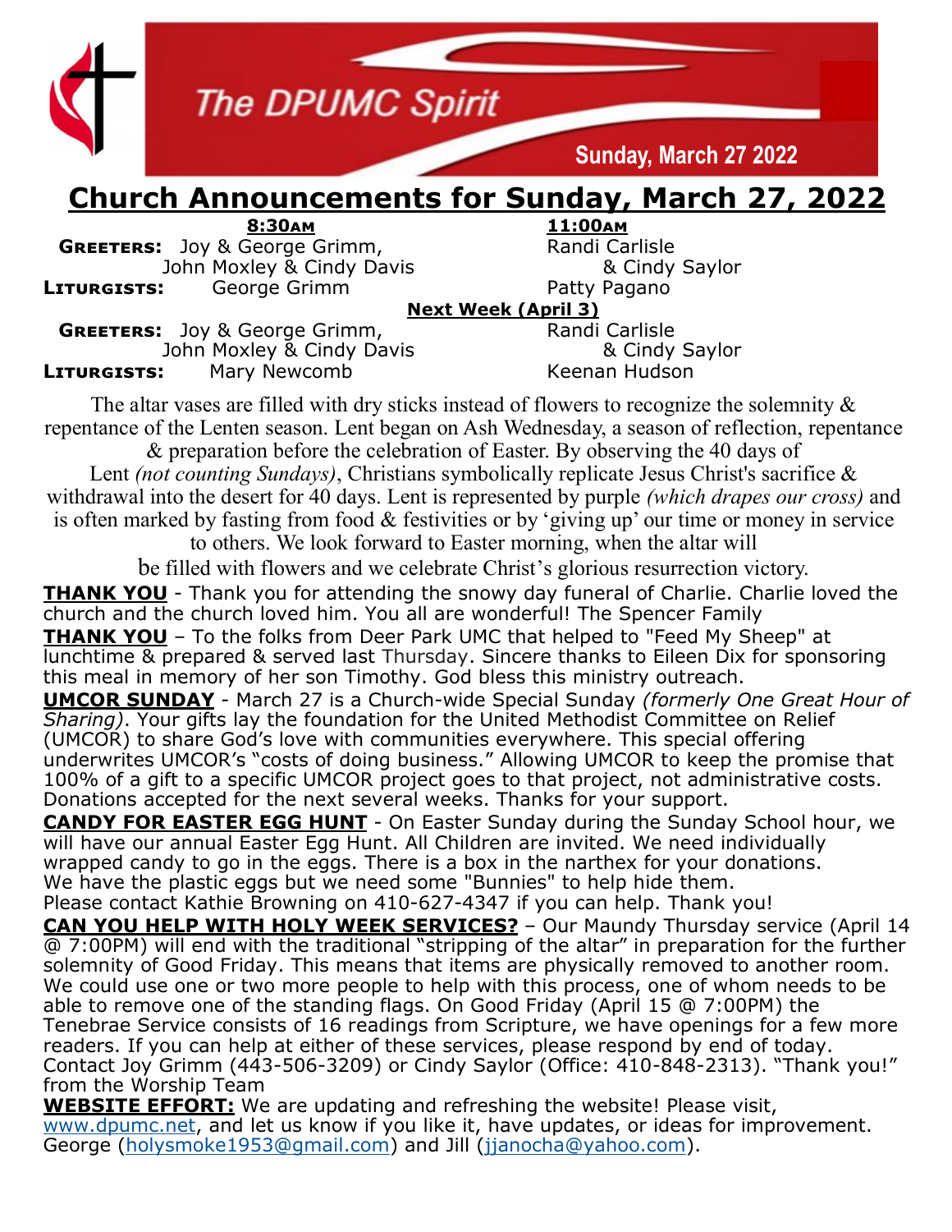The DPUMC Spirit

Sunday, March 27 2022

# Church Announcements for Sunday, March 27, 2022

| | 8:30AM | 11:00AM |
|---|---|---|
| **GREETERS:** | Joy & George Grimm, John Moxley & Cindy Davis | Randi Carlisle & Cindy Saylor |
| **LITURGISTS:** | George Grimm | Patty Pagano |
| | **Next Week (April 3)** | |
| **GREETERS:** | Joy & George Grimm, John Moxley & Cindy Davis | Randi Carlisle & Cindy Saylor |
| **LITURGISTS:** | Mary Newcomb | Keenan Hudson |

The altar vases are filled with dry sticks instead of flowers to recognize the solemnity & repentance of the Lenten season. Lent began on Ash Wednesday, a season of reflection, repentance & preparation before the celebration of Easter. By observing the 40 days of Lent *(not counting Sundays)*, Christians symbolically replicate Jesus Christ's sacrifice & withdrawal into the desert for 40 days. Lent is represented by purple *(which drapes our cross)* and is often marked by fasting from food & festivities or by 'giving up' our time or money in service to others. We look forward to Easter morning, when the altar will be filled with flowers and we celebrate Christ's glorious resurrection victory.

**THANK YOU** - Thank you for attending the snowy day funeral of Charlie. Charlie loved the church and the church loved him. You all are wonderful! The Spencer Family

**THANK YOU** – To the folks from Deer Park UMC that helped to "Feed My Sheep" at lunchtime & prepared & served last Thursday. Sincere thanks to Eileen Dix for sponsoring this meal in memory of her son Timothy. God bless this ministry outreach.

**UMCOR SUNDAY** - March 27 is a Church-wide Special Sunday *(formerly One Great Hour of Sharing)*. Your gifts lay the foundation for the United Methodist Committee on Relief (UMCOR) to share God's love with communities everywhere. This special offering underwrites UMCOR's "costs of doing business." Allowing UMCOR to keep the promise that 100% of a gift to a specific UMCOR project goes to that project, not administrative costs. Donations accepted for the next several weeks. Thanks for your support.

**CANDY FOR EASTER EGG HUNT** - On Easter Sunday during the Sunday School hour, we will have our annual Easter Egg Hunt. All Children are invited. We need individually wrapped candy to go in the eggs. There is a box in the narthex for your donations. We have the plastic eggs but we need some "Bunnies" to help hide them. Please contact Kathie Browning on 410-627-4347 if you can help. Thank you!

**CAN YOU HELP WITH HOLY WEEK SERVICES?** – Our Maundy Thursday service (April 14 @ 7:00PM) will end with the traditional "stripping of the altar" in preparation for the further solemnity of Good Friday. This means that items are physically removed to another room. We could use one or two more people to help with this process, one of whom needs to be able to remove one of the standing flags. On Good Friday (April 15 @ 7:00PM) the Tenebrae Service consists of 16 readings from Scripture, we have openings for a few more readers. If you can help at either of these services, please respond by end of today. Contact Joy Grimm (443-506-3209) or Cindy Saylor (Office: 410-848-2313). "Thank you!" from the Worship Team

**WEBSITE EFFORT:** We are updating and refreshing the website! Please visit, www.dpumc.net, and let us know if you like it, have updates, or ideas for improvement. George (holysmoke1953@gmail.com) and Jill (jjanocha@yahoo.com).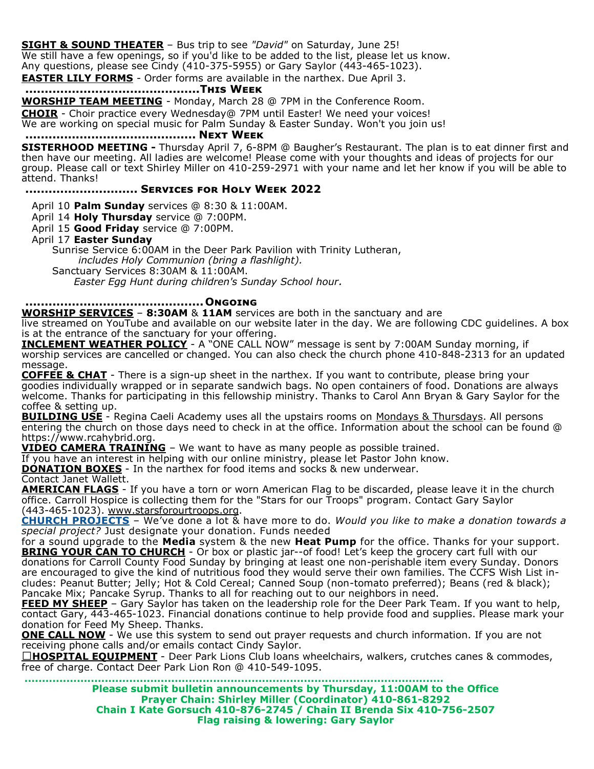**SIGHT & SOUND THEATER** – Bus trip to see *"David"* on Saturday, June 25!
We still have a few openings, so if you'd like to be added to the list, please let us know.
Any questions, please see Cindy (410-375-5955) or Gary Saylor (443-465-1023).

**EASTER LILY FORMS** - Order forms are available in the narthex. Due April 3.

## ………………………………………This Week

**WORSHIP TEAM MEETING** - Monday, March 28 @ 7PM in the Conference Room.

**CHOIR** - Choir practice every Wednesday@ 7PM until Easter! We need your voices!
We are working on special music for Palm Sunday & Easter Sunday. Won't you join us!

## ……………………………………… Next Week

**SISTERHOOD MEETING -** Thursday April 7, 6-8PM @ Baugher's Restaurant. The plan is to eat dinner first and then have our meeting. All ladies are welcome! Please come with your thoughts and ideas of projects for our group. Please call or text Shirley Miller on 410-259-2971 with your name and let her know if you will be able to attend. Thanks!

## ……………………… Services for Holy Week 2022

April 10 **Palm Sunday** services @ 8:30 & 11:00AM.
April 14 **Holy Thursday** service @ 7:00PM.
April 15 **Good Friday** service @ 7:00PM.
April 17 **Easter Sunday**
Sunrise Service 6:00AM in the Deer Park Pavilion with Trinity Lutheran,
*includes Holy Communion (bring a flashlight).*
Sanctuary Services 8:30AM & 11:00AM.
*Easter Egg Hunt during children's Sunday School hour.*

## ………………………………………Ongoing

**WORSHIP SERVICES** – **8:30AM** & **11AM** services are both in the sanctuary and are live streamed on YouTube and available on our website later in the day. We are following CDC guidelines. A box is at the entrance of the sanctuary for your offering.

**INCLEMENT WEATHER POLICY** - A "ONE CALL NOW" message is sent by 7:00AM Sunday morning, if worship services are cancelled or changed. You can also check the church phone 410-848-2313 for an updated message.

**COFFEE & CHAT** - There is a sign-up sheet in the narthex. If you want to contribute, please bring your goodies individually wrapped or in separate sandwich bags. No open containers of food. Donations are always welcome. Thanks for participating in this fellowship ministry. Thanks to Carol Ann Bryan & Gary Saylor for the coffee & setting up.

**BUILDING USE** - Regina Caeli Academy uses all the upstairs rooms on Mondays & Thursdays. All persons entering the church on those days need to check in at the office. Information about the school can be found @ https://www.rcahybrid.org.

**VIDEO CAMERA TRAINING** – We want to have as many people as possible trained.
If you have an interest in helping with our online ministry, please let Pastor John know.

**DONATION BOXES** - In the narthex for food items and socks & new underwear.
Contact Janet Wallett.

**AMERICAN FLAGS** - If you have a torn or worn American Flag to be discarded, please leave it in the church office. Carroll Hospice is collecting them for the "Stars for our Troops" program. Contact Gary Saylor (443-465-1023). www.starsforourtroops.org.

**CHURCH PROJECTS** – We've done a lot & have more to do. *Would you like to make a donation towards a special project?* Just designate your donation. Funds needed for a sound upgrade to the **Media** system & the new **Heat Pump** for the office. Thanks for your support.

**BRING YOUR CAN TO CHURCH** - Or box or plastic jar--of food! Let's keep the grocery cart full with our donations for Carroll County Food Sunday by bringing at least one non-perishable item every Sunday. Donors are encouraged to give the kind of nutritious food they would serve their own families. The CCFS Wish List includes: Peanut Butter; Jelly; Hot & Cold Cereal; Canned Soup (non-tomato preferred); Beans (red & black); Pancake Mix; Pancake Syrup. Thanks to all for reaching out to our neighbors in need.

**FEED MY SHEEP** – Gary Saylor has taken on the leadership role for the Deer Park Team. If you want to help, contact Gary, 443-465-1023. Financial donations continue to help provide food and supplies. Please mark your donation for Feed My Sheep. Thanks.

**ONE CALL NOW** - We use this system to send out prayer requests and church information. If you are not receiving phone calls and/or emails contact Cindy Saylor.

☐**HOSPITAL EQUIPMENT** - Deer Park Lions Club loans wheelchairs, walkers, crutches canes & commodes, free of charge. Contact Deer Park Lion Ron @ 410-549-1095.

…………………………………………………………………………………………………………

**Please submit bulletin announcements by Thursday, 11:00AM to the Office**
**Prayer Chain: Shirley Miller (Coordinator) 410-861-8292**
**Chain I Kate Gorsuch 410-876-2745 / Chain II Brenda Six 410-756-2507**
**Flag raising & lowering: Gary Saylor**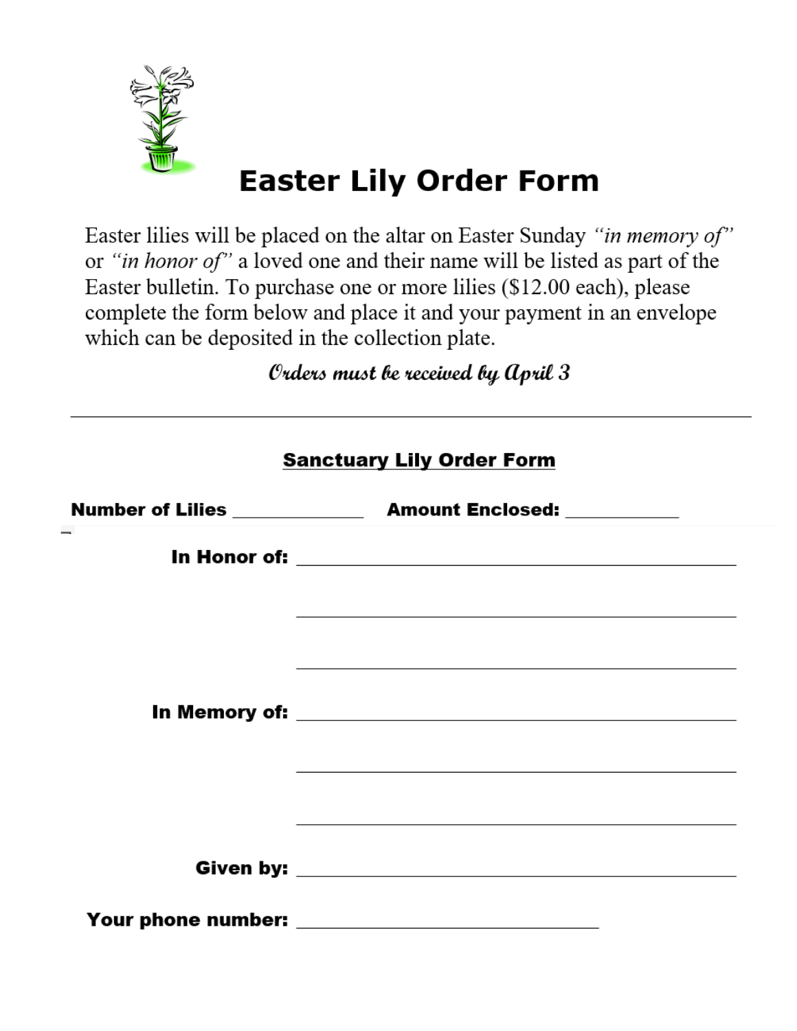# Easter Lily Order Form

Easter lilies will be placed on the altar on Easter Sunday *"in memory of"* or *"in honor of"* a loved one and their name will be listed as part of the Easter bulletin. To purchase one or more lilies ($12.00 each), please complete the form below and place it and your payment in an envelope which can be deposited in the collection plate.

*Orders must be received by April 3*

---

## Sanctuary Lily Order Form

**Number of Lilies** _______________ **Amount Enclosed:** _____________

**In Honor of:** _______________________________________________

_______________________________________________

_______________________________________________

**In Memory of:** _______________________________________________

_______________________________________________

_______________________________________________

**Given by:** _______________________________________________

**Your phone number:** __________________________________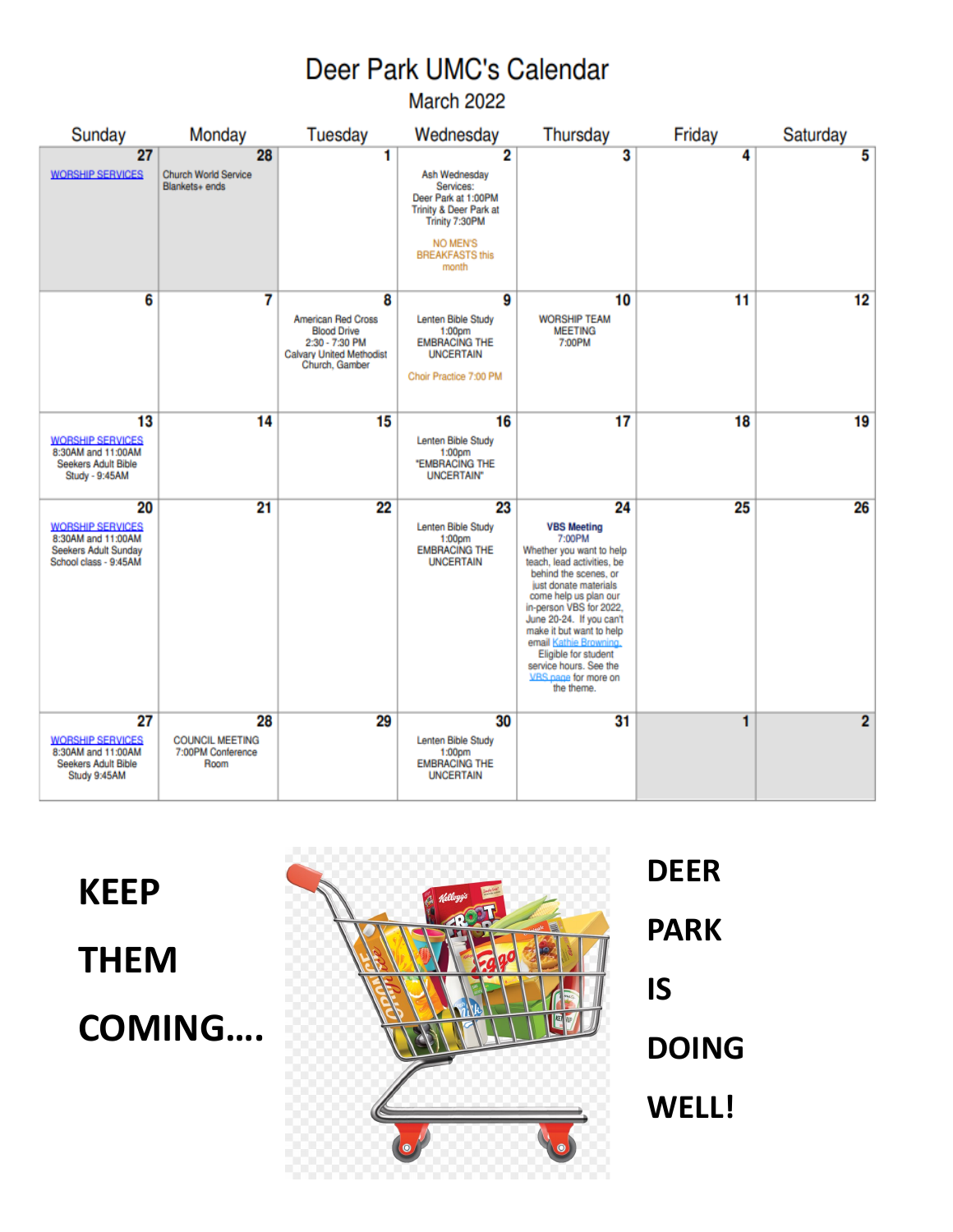# Deer Park UMC's Calendar

## March 2022

| Sunday | Monday | Tuesday | Wednesday | Thursday | Friday | Saturday |
|---|---|---|---|---|---|---|
| 27<br>WORSHIP SERVICES | 28<br>Church World Service Blankets+ ends | 1 | 2<br>Ash Wednesday Services:<br>Deer Park at 1:00PM<br>Trinity & Deer Park at Trinity 7:30PM<br><br>NO MEN'S BREAKFASTS this month | 3 | 4 | 5 |
| 6 | 7 | 8<br>American Red Cross Blood Drive<br>2:30 - 7:30 PM<br>Calvary United Methodist Church, Gamber | 9<br>Lenten Bible Study<br>1:00pm<br>EMBRACING THE UNCERTAIN<br><br>Choir Practice 7:00 PM | 10<br>WORSHIP TEAM MEETING<br>7:00PM | 11 | 12 |
| 13<br>WORSHIP SERVICES<br>8:30AM and 11:00AM<br>Seekers Adult Bible Study - 9:45AM | 14 | 15 | 16<br>Lenten Bible Study<br>1:00pm<br>"EMBRACING THE UNCERTAIN" | 17 | 18 | 19 |
| 20<br>WORSHIP SERVICES<br>8:30AM and 11:00AM<br>Seekers Adult Sunday School class - 9:45AM | 21 | 22 | 23<br>Lenten Bible Study<br>1:00pm<br>EMBRACING THE UNCERTAIN | 24<br>**VBS Meeting**<br>7:00PM<br>Whether you want to help teach, lead activities, be behind the scenes, or just donate materials come help us plan our in-person VBS for 2022, June 20-24. If you can't make it but want to help email Kathie Browning. Eligible for student service hours. See the VBS page for more on the theme. | 25 | 26 |
| 27<br>WORSHIP SERVICES<br>8:30AM and 11:00AM<br>Seekers Adult Bible Study 9:45AM | 28<br>COUNCIL MEETING<br>7:00PM Conference Room | 29 | 30<br>Lenten Bible Study<br>1:00pm<br>EMBRACING THE UNCERTAIN | 31 | 1 | 2 |

**KEEP THEM COMING....**

**DEER PARK IS DOING WELL!**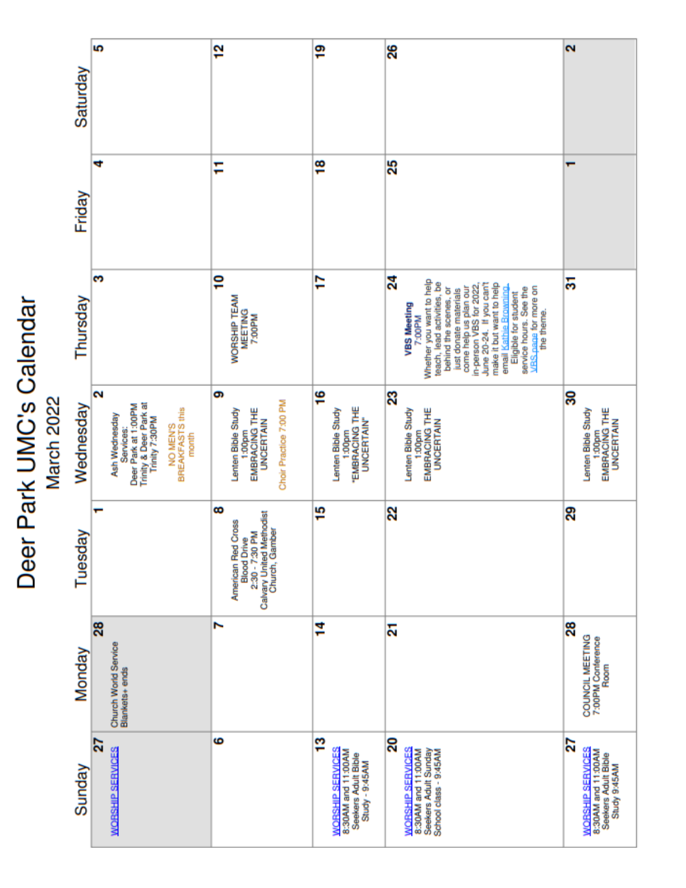# Deer Park UMC's Calendar

## March 2022

| Sunday | Monday | Tuesday | Wednesday | Thursday | Friday | Saturday |
| --- | --- | --- | --- | --- | --- | --- |
| **27** WORSHIP SERVICES | **28** Church World Service Blankets+ ends | **1** | **2** Ash Wednesday Services: Deer Park at 1:00PM Trinity & Deer Park at Trinity 7:30PM NO MEN'S BREAKFASTS this month | **3** | **4** | **5** |
| **6** | **7** | **8** American Red Cross Blood Drive 2:30 - 7:30 PM Calvary United Methodist Church, Gamber | **9** Lenten Bible Study 1:00pm EMBRACING THE UNCERTAIN Choir Practice 7:00 PM | **10** WORSHIP TEAM MEETING 7:00PM | **11** | **12** |
| **13** WORSHIP SERVICES 8:30AM and 11:00AM Seekers Adult Bible Study - 9:45AM | **14** | **15** | **16** Lenten Bible Study 1:00pm "EMBRACING THE UNCERTAIN" | **17** | **18** | **19** |
| **20** WORSHIP SERVICES 8:30AM and 11:00AM Seekers Adult Sunday School class - 9:45AM | **21** | **22** | **23** Lenten Bible Study 1:00pm EMBRACING THE UNCERTAIN | **24** **VBS Meeting** 7:00PM Whether you want to help teach, lead activities, be behind the scenes, or just donate materials come help us plan our in-person VBS for 2022, June 20-24. If you can't make it but want to help email Kathie Browning. Eligible for student service hours. See the VBS page for more on the theme. | **25** | **26** |
| **27** WORSHIP SERVICES 8:30AM and 11:00AM Seekers Adult Bible Study 9:45AM | **28** COUNCIL MEETING 7:00PM Conference Room | **29** | **30** Lenten Bible Study 1:00pm EMBRACING THE UNCERTAIN | **31** | **1** | **2** |